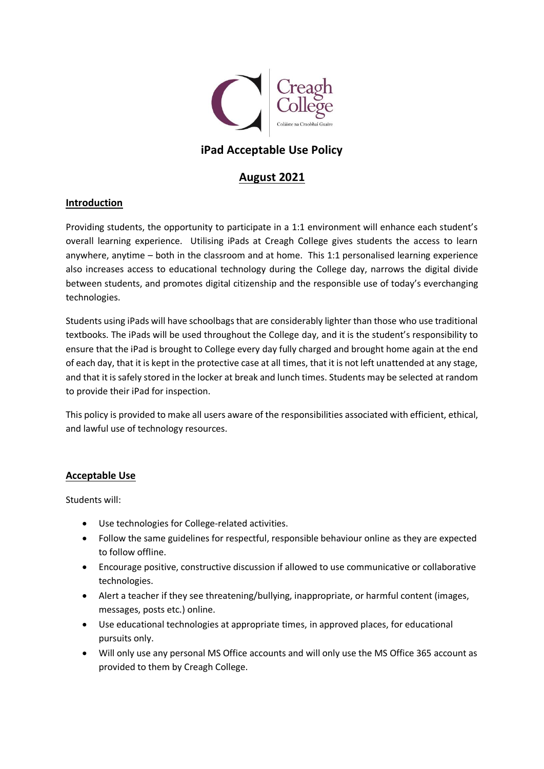Creagh College

Coláiste na Craobhaí Guaire

# iPad Acceptable Use Policy

## August 2021

### Introduction

Providing students, the opportunity to participate in a 1:1 environment will enhance each student's overall learning experience. Utilising iPads at Creagh College gives students the access to learn anywhere, anytime – both in the classroom and at home. This 1:1 personalised learning experience also increases access to educational technology during the College day, narrows the digital divide between students, and promotes digital citizenship and the responsible use of today's everchanging technologies.

Students using iPads will have schoolbags that are considerably lighter than those who use traditional textbooks. The iPads will be used throughout the College day, and it is the student's responsibility to ensure that the iPad is brought to College every day fully charged and brought home again at the end of each day, that it is kept in the protective case at all times, that it is not left unattended at any stage, and that it is safely stored in the locker at break and lunch times. Students may be selected at random to provide their iPad for inspection.

This policy is provided to make all users aware of the responsibilities associated with efficient, ethical, and lawful use of technology resources.

### Acceptable Use

Students will:

- Use technologies for College-related activities.
- Follow the same guidelines for respectful, responsible behaviour online as they are expected to follow offline.
- Encourage positive, constructive discussion if allowed to use communicative or collaborative technologies.
- Alert a teacher if they see threatening/bullying, inappropriate, or harmful content (images, messages, posts etc.) online.
- Use educational technologies at appropriate times, in approved places, for educational pursuits only.
- Will only use any personal MS Office accounts and will only use the MS Office 365 account as provided to them by Creagh College.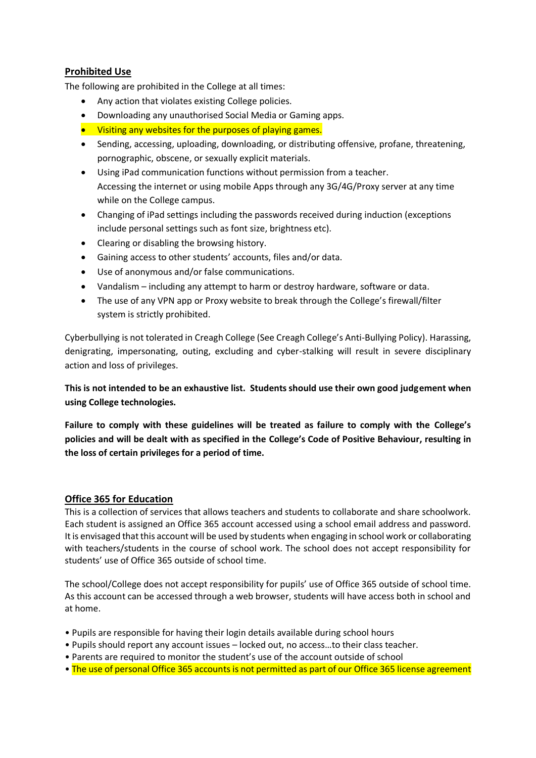## Prohibited Use

The following are prohibited in the College at all times:

- Any action that violates existing College policies.
- Downloading any unauthorised Social Media or Gaming apps.
- Visiting any websites for the purposes of playing games.
- Sending, accessing, uploading, downloading, or distributing offensive, profane, threatening, pornographic, obscene, or sexually explicit materials.
- Using iPad communication functions without permission from a teacher.
  Accessing the internet or using mobile Apps through any 3G/4G/Proxy server at any time while on the College campus.
- Changing of iPad settings including the passwords received during induction (exceptions include personal settings such as font size, brightness etc).
- Clearing or disabling the browsing history.
- Gaining access to other students' accounts, files and/or data.
- Use of anonymous and/or false communications.
- Vandalism – including any attempt to harm or destroy hardware, software or data.
- The use of any VPN app or Proxy website to break through the College's firewall/filter system is strictly prohibited.

Cyberbullying is not tolerated in Creagh College (See Creagh College's Anti-Bullying Policy). Harassing, denigrating, impersonating, outing, excluding and cyber-stalking will result in severe disciplinary action and loss of privileges.

**This is not intended to be an exhaustive list. Students should use their own good judgement when using College technologies.**

**Failure to comply with these guidelines will be treated as failure to comply with the College's policies and will be dealt with as specified in the College's Code of Positive Behaviour, resulting in the loss of certain privileges for a period of time.**

## Office 365 for Education

This is a collection of services that allows teachers and students to collaborate and share schoolwork. Each student is assigned an Office 365 account accessed using a school email address and password. It is envisaged that this account will be used by students when engaging in school work or collaborating with teachers/students in the course of school work. The school does not accept responsibility for students' use of Office 365 outside of school time.

The school/College does not accept responsibility for pupils' use of Office 365 outside of school time. As this account can be accessed through a web browser, students will have access both in school and at home.

- Pupils are responsible for having their login details available during school hours
- Pupils should report any account issues – locked out, no access…to their class teacher.
- Parents are required to monitor the student's use of the account outside of school
- The use of personal Office 365 accounts is not permitted as part of our Office 365 license agreement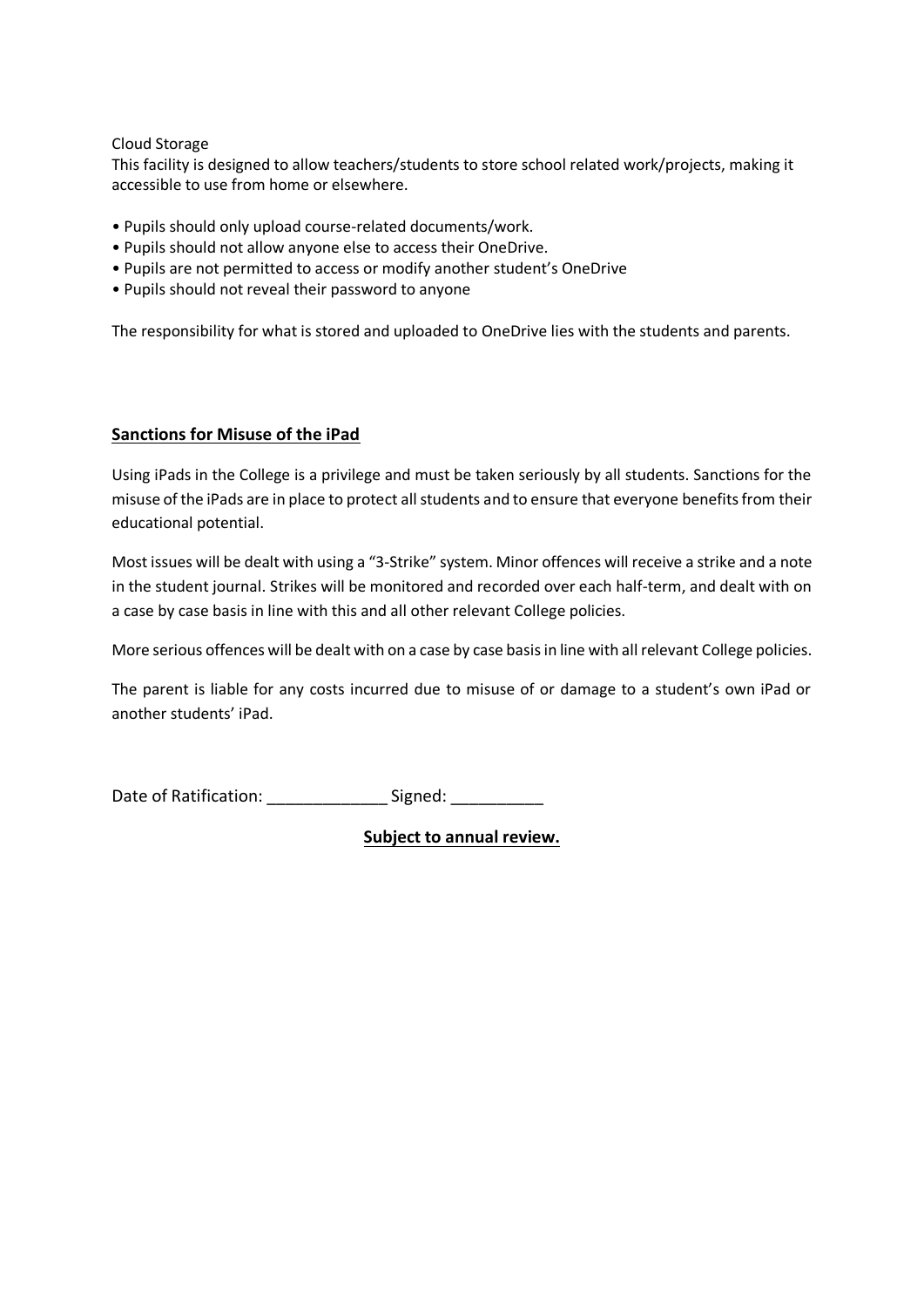Cloud Storage

This facility is designed to allow teachers/students to store school related work/projects, making it accessible to use from home or elsewhere.

- Pupils should only upload course-related documents/work.
- Pupils should not allow anyone else to access their OneDrive.
- Pupils are not permitted to access or modify another student's OneDrive
- Pupils should not reveal their password to anyone

The responsibility for what is stored and uploaded to OneDrive lies with the students and parents.

## **Sanctions for Misuse of the iPad**

Using iPads in the College is a privilege and must be taken seriously by all students. Sanctions for the misuse of the iPads are in place to protect all students and to ensure that everyone benefits from their educational potential.

Most issues will be dealt with using a "3-Strike" system. Minor offences will receive a strike and a note in the student journal. Strikes will be monitored and recorded over each half-term, and dealt with on a case by case basis in line with this and all other relevant College policies.

More serious offences will be dealt with on a case by case basis in line with all relevant College policies.

The parent is liable for any costs incurred due to misuse of or damage to a student's own iPad or another students' iPad.

Date of Ratification: _____________ Signed: __________

**Subject to annual review.**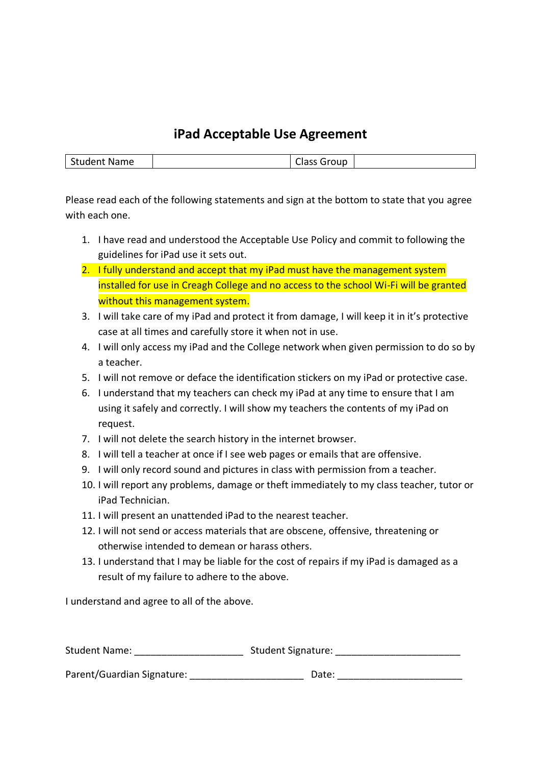# iPad Acceptable Use Agreement

| | | | |
|---|---|---|---|
| Student Name | | Class Group | |

Please read each of the following statements and sign at the bottom to state that you agree with each one.

1. I have read and understood the Acceptable Use Policy and commit to following the guidelines for iPad use it sets out.
2. I fully understand and accept that my iPad must have the management system installed for use in Creagh College and no access to the school Wi-Fi will be granted without this management system.
3. I will take care of my iPad and protect it from damage, I will keep it in it's protective case at all times and carefully store it when not in use.
4. I will only access my iPad and the College network when given permission to do so by a teacher.
5. I will not remove or deface the identification stickers on my iPad or protective case.
6. I understand that my teachers can check my iPad at any time to ensure that I am using it safely and correctly. I will show my teachers the contents of my iPad on request.
7. I will not delete the search history in the internet browser.
8. I will tell a teacher at once if I see web pages or emails that are offensive.
9. I will only record sound and pictures in class with permission from a teacher.
10. I will report any problems, damage or theft immediately to my class teacher, tutor or iPad Technician.
11. I will present an unattended iPad to the nearest teacher.
12. I will not send or access materials that are obscene, offensive, threatening or otherwise intended to demean or harass others.
13. I understand that I may be liable for the cost of repairs if my iPad is damaged as a result of my failure to adhere to the above.

I understand and agree to all of the above.

Student Name: ____________________ Student Signature: ______________________

Parent/Guardian Signature: ____________________ Date: ______________________